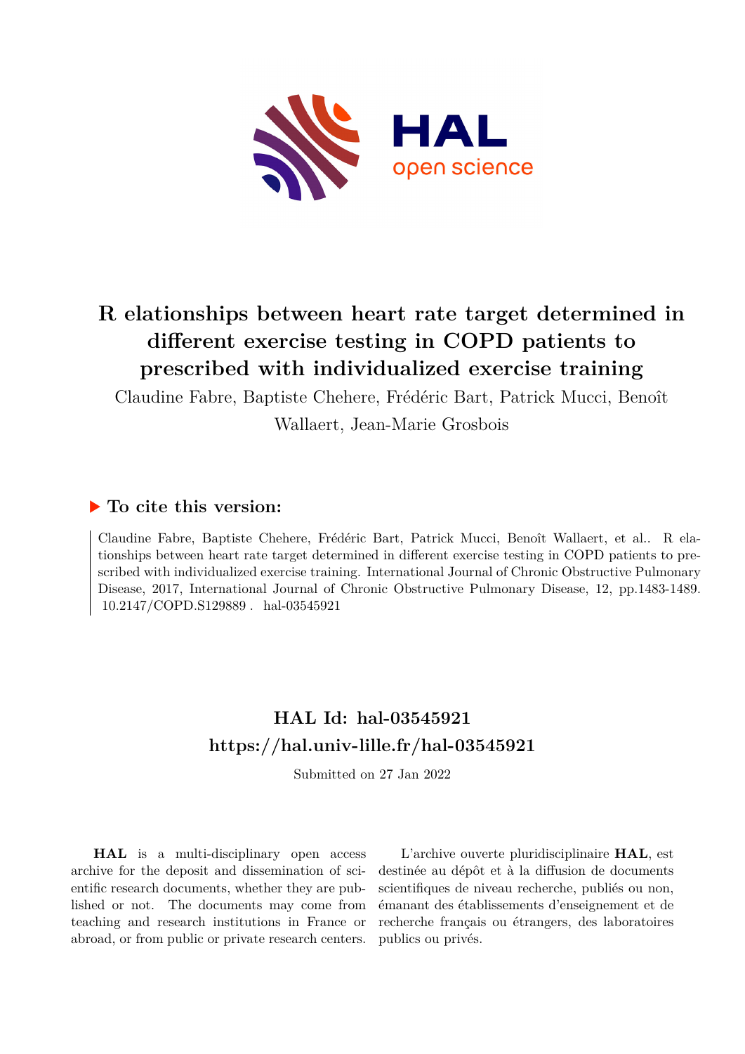# R elationships between heart rate target determined in different exercise testing in COPD patients to prescribed with individualized exercise training

Claudine Fabre, Baptiste Chehere, Frédéric Bart, Patrick Mucci, Benoît Wallaert, Jean-Marie Grosbois

## ▶ To cite this version:

Claudine Fabre, Baptiste Chehere, Frédéric Bart, Patrick Mucci, Benoît Wallaert, et al.. R elationships between heart rate target determined in different exercise testing in COPD patients to prescribed with individualized exercise training. International Journal of Chronic Obstructive Pulmonary Disease, 2017, International Journal of Chronic Obstructive Pulmonary Disease, 12, pp.1483-1489. 10.2147/COPD.S129889 . hal-03545921

## HAL Id: hal-03545921

## https://hal.univ-lille.fr/hal-03545921

Submitted on 27 Jan 2022

**HAL** is a multi-disciplinary open access archive for the deposit and dissemination of scientific research documents, whether they are published or not. The documents may come from teaching and research institutions in France or abroad, or from public or private research centers.

L'archive ouverte pluridisciplinaire **HAL**, est destinée au dépôt et à la diffusion de documents scientifiques de niveau recherche, publiés ou non, émanant des établissements d'enseignement et de recherche français ou étrangers, des laboratoires publics ou privés.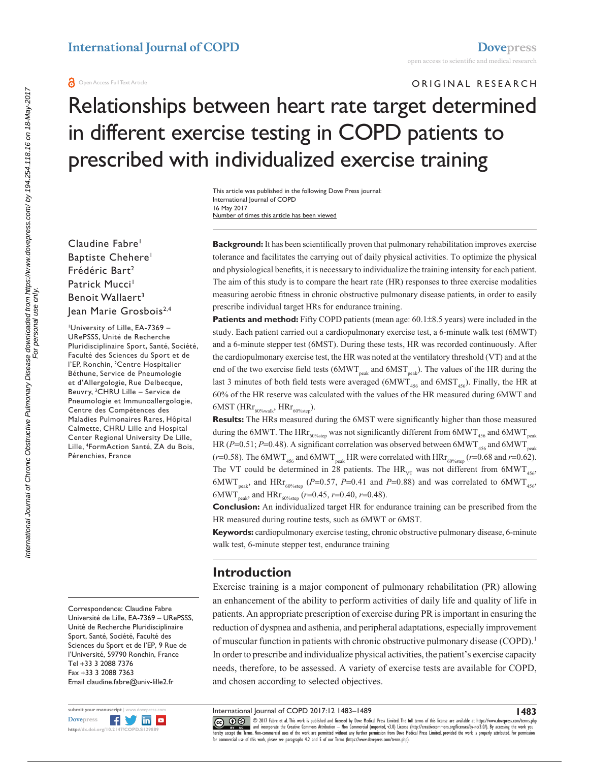ORIGINAL RESEARCH

# Relationships between heart rate target determined in different exercise testing in COPD patients to prescribed with individualized exercise training

This article was published in the following Dove Press journal:
International Journal of COPD
16 May 2017
Number of times this article has been viewed

Claudine Fabre[1]
Baptiste Chehere[1]
Frédéric Bart[2]
Patrick Mucci[1]
Benoit Wallaert[3]
Jean Marie Grosbois[2,4]

[1]University of Lille, EA-7369 – URePSSS, Unité de Recherche Pluridisciplinaire Sport, Santé, Société, Faculté des Sciences du Sport et de l'EP, Ronchin, [2]Centre Hospitalier Béthune, Service de Pneumologie et d'Allergologie, Rue Delbecque, Beuvry, [3]CHRU Lille – Service de Pneumologie et Immunoallergologie, Centre des Compétences des Maladies Pulmonaires Rares, Hôpital Calmette, CHRU Lille and Hospital Center Regional University De Lille, Lille, [4]FormAction Santé, ZA du Bois, Pérenchies, France

**Background:** It has been scientifically proven that pulmonary rehabilitation improves exercise tolerance and facilitates the carrying out of daily physical activities. To optimize the physical and physiological benefits, it is necessary to individualize the training intensity for each patient. The aim of this study is to compare the heart rate (HR) responses to three exercise modalities measuring aerobic fitness in chronic obstructive pulmonary disease patients, in order to easily prescribe individual target HRs for endurance training.

**Patients and method:** Fifty COPD patients (mean age: 60.1±8.5 years) were included in the study. Each patient carried out a cardiopulmonary exercise test, a 6-minute walk test (6MWT) and a 6-minute stepper test (6MST). During these tests, HR was recorded continuously. After the cardiopulmonary exercise test, the HR was noted at the ventilatory threshold (VT) and at the end of the two exercise field tests ($6MWT_{peak}$ and $6MST_{peak}$). The values of the HR during the last 3 minutes of both field tests were averaged ($6MWT_{456}$ and $6MST_{456}$). Finally, the HR at 60% of the HR reserve was calculated with the values of the HR measured during 6MWT and 6MST ($HRr_{60\%walk}$, $HRr_{60\%step}$).

**Results:** The HRs measured during the 6MST were significantly higher than those measured during the 6MWT. The $HRr_{60\%step}$ was not significantly different from $6MWT_{456}$ and $6MWT_{peak}$ HR ($P$=0.51; $P$=0.48). A significant correlation was observed between $6MWT_{456}$ and $6MWT_{peak}$ ($r$=0.58). The $6MWT_{456}$ and $6MWT_{peak}$ HR were correlated with $HRr_{60\%step}$ ($r$=0.68 and $r$=0.62). The VT could be determined in 28 patients. The $HR_{VT}$ was not different from $6MWT_{456}$, $6MWT_{peak}$, and $HRr_{60\%step}$ ($P$=0.57, $P$=0.41 and $P$=0.88) and was correlated to $6MWT_{456}$, $6MWT_{peak}$, and $HRr_{60\%step}$ ($r$=0.45, $r$=0.40, $r$=0.48).

**Conclusion:** An individualized target HR for endurance training can be prescribed from the HR measured during routine tests, such as 6MWT or 6MST.

**Keywords:** cardiopulmonary exercise testing, chronic obstructive pulmonary disease, 6-minute walk test, 6-minute stepper test, endurance training

## Introduction

Exercise training is a major component of pulmonary rehabilitation (PR) allowing an enhancement of the ability to perform activities of daily life and quality of life in patients. An appropriate prescription of exercise during PR is important in ensuring the reduction of dyspnea and asthenia, and peripheral adaptations, especially improvement of muscular function in patients with chronic obstructive pulmonary disease (COPD).[1] In order to prescribe and individualize physical activities, the patient's exercise capacity needs, therefore, to be assessed. A variety of exercise tests are available for COPD, and chosen according to selected objectives.

Correspondence: Claudine Fabre
Université de Lille, EA-7369 – URePSSS, Unité de Recherche Pluridisciplinaire Sport, Santé, Société, Faculté des Sciences du Sport et de l'EP, 9 Rue de l'Université, 59790 Ronchin, France
Tel +33 3 2088 7376
Fax +33 3 2088 7363
Email claudine.fabre@univ-lille2.fr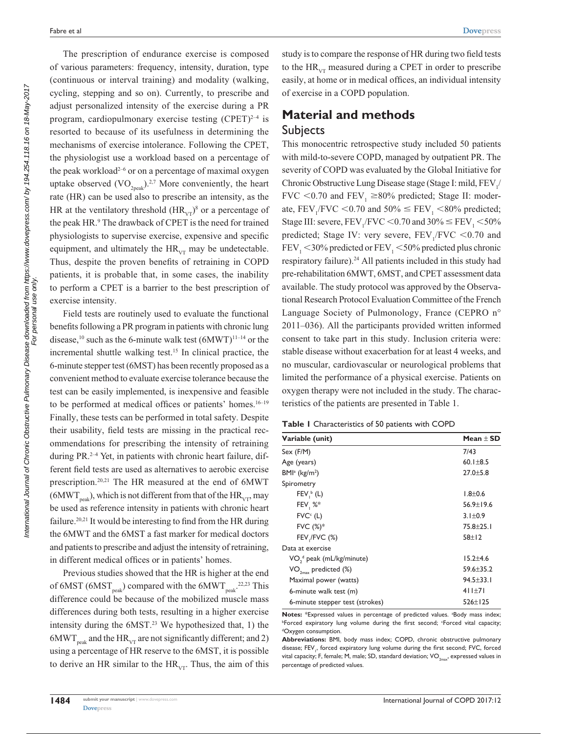The prescription of endurance exercise is composed of various parameters: frequency, intensity, duration, type (continuous or interval training) and modality (walking, cycling, stepping and so on). Currently, to prescribe and adjust personalized intensity of the exercise during a PR program, cardiopulmonary exercise testing (CPET)[2–4] is resorted to because of its usefulness in determining the mechanisms of exercise intolerance. Following the CPET, the physiologist use a workload based on a percentage of the peak workload[2–6] or on a percentage of maximal oxygen uptake observed ($VO_{2peak}$).[2,7] More conveniently, the heart rate (HR) can be used also to prescribe an intensity, as the HR at the ventilatory threshold ($HR_{VT}$)[8] or a percentage of the peak HR.[9] The drawback of CPET is the need for trained physiologists to supervise exercise, expensive and specific equipment, and ultimately the $HR_{VT}$ may be undetectable. Thus, despite the proven benefits of retraining in COPD patients, it is probable that, in some cases, the inability to perform a CPET is a barrier to the best prescription of exercise intensity.

Field tests are routinely used to evaluate the functional benefits following a PR program in patients with chronic lung disease,[10] such as the 6-minute walk test (6MWT)[11–14] or the incremental shuttle walking test.[15] In clinical practice, the 6-minute stepper test (6MST) has been recently proposed as a convenient method to evaluate exercise tolerance because the test can be easily implemented, is inexpensive and feasible to be performed at medical offices or patients' homes.[16–19] Finally, these tests can be performed in total safety. Despite their usability, field tests are missing in the practical recommendations for prescribing the intensity of retraining during PR.[2–4] Yet, in patients with chronic heart failure, different field tests are used as alternatives to aerobic exercise prescription.[20,21] The HR measured at the end of 6MWT ($6MWT_{peak}$), which is not different from that of the $HR_{VT}$, may be used as reference intensity in patients with chronic heart failure.[20,21] It would be interesting to find from the HR during the 6MWT and the 6MST a fast marker for medical doctors and patients to prescribe and adjust the intensity of retraining, in different medical offices or in patients' homes.

Previous studies showed that the HR is higher at the end of 6MST ($6MST_{peak}$) compared with the $6MWT_{peak}$.[22,23] This difference could be because of the mobilized muscle mass differences during both tests, resulting in a higher exercise intensity during the 6MST.[23] We hypothesized that, 1) the $6MWT_{peak}$ and the $HR_{VT}$ are not significantly different; and 2) using a percentage of HR reserve to the 6MST, it is possible to derive an HR similar to the $HR_{VT}$. Thus, the aim of this study is to compare the response of HR during two field tests to the $HR_{VT}$ measured during a CPET in order to prescribe easily, at home or in medical offices, an individual intensity of exercise in a COPD population.

# Material and methods

## Subjects

This monocentric retrospective study included 50 patients with mild-to-severe COPD, managed by outpatient PR. The severity of COPD was evaluated by the Global Initiative for Chronic Obstructive Lung Disease stage (Stage I: mild, $FEV_1$/FVC <0.70 and $FEV_1$ ≥80% predicted; Stage II: moderate, $FEV_1$/FVC <0.70 and 50% ≤ $FEV_1$ <80% predicted; Stage III: severe, $FEV_1$/FVC <0.70 and 30% ≤ $FEV_1$ <50% predicted; Stage IV: very severe, $FEV_1$/FVC <0.70 and $FEV_1$ <30% predicted or $FEV_1$ <50% predicted plus chronic respiratory failure).[24] All patients included in this study had pre-rehabilitation 6MWT, 6MST, and CPET assessment data available. The study protocol was approved by the Observational Research Protocol Evaluation Committee of the French Language Society of Pulmonology, France (CEPRO n° 2011–036). All the participants provided written informed consent to take part in this study. Inclusion criteria were: stable disease without exacerbation for at least 4 weeks, and no muscular, cardiovascular or neurological problems that limited the performance of a physical exercise. Patients on oxygen therapy were not included in the study. The characteristics of the patients are presented in Table 1.

**Table 1** Characteristics of 50 patients with COPD

| Variable (unit) | Mean ± SD |
|---|---|
| Sex (F/M) | 7/43 |
| Age (years) | 60.1±8.5 |
| BMI[a] (kg/m²) | 27.0±5.8 |
| Spirometry | |
| $FEV_1$[b] (L) | 1.8±0.6 |
| $FEV_1$ %* | 56.9±19.6 |
| FVC[c] (L) | 3.1±0.9 |
| FVC (%)* | 75.8±25.1 |
| $FEV_1$/FVC (%) | 58±12 |
| Data at exercise | |
| $VO_2$[d] peak (mL/kg/minute) | 15.2±4.6 |
| $VO_{2max}$ predicted (%) | 59.6±35.2 |
| Maximal power (watts) | 94.5±33.1 |
| 6-minute walk test (m) | 411±71 |
| 6-minute stepper test (strokes) | 526±125 |

**Notes:** *Expressed values in percentage of predicted values. [a]Body mass index; [b]Forced expiratory lung volume during the first second; [c]Forced vital capacity; [d]Oxygen consumption.

**Abbreviations:** BMI, body mass index; COPD, chronic obstructive pulmonary disease; $FEV_1$, forced expiratory lung volume during the first second; FVC, forced vital capacity; F, female; M, male; SD, standard deviation; $VO_{2max}$, expressed values in percentage of predicted values.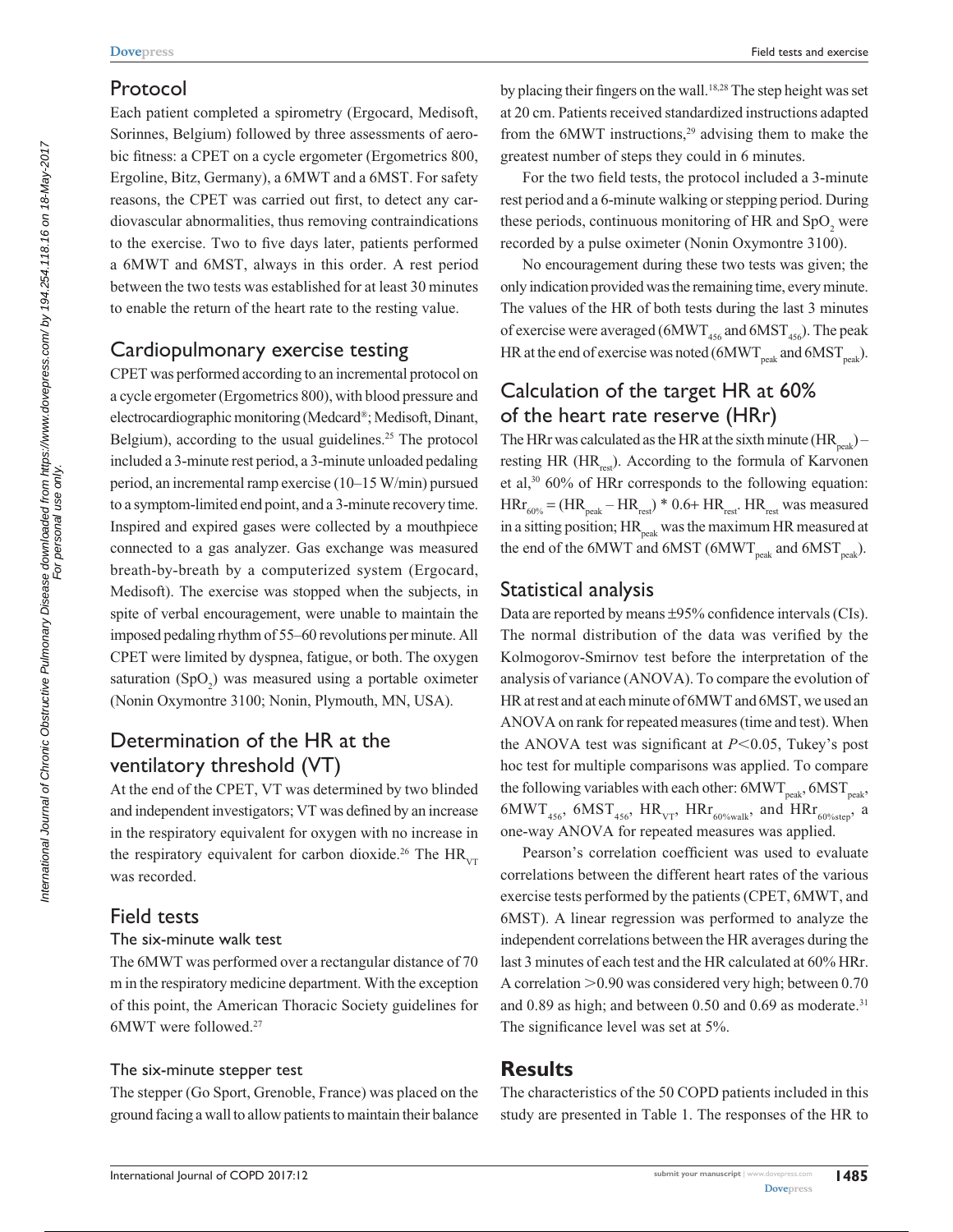## Protocol

Each patient completed a spirometry (Ergocard, Medisoft, Sorinnes, Belgium) followed by three assessments of aerobic fitness: a CPET on a cycle ergometer (Ergometrics 800, Ergoline, Bitz, Germany), a 6MWT and a 6MST. For safety reasons, the CPET was carried out first, to detect any cardiovascular abnormalities, thus removing contraindications to the exercise. Two to five days later, patients performed a 6MWT and 6MST, always in this order. A rest period between the two tests was established for at least 30 minutes to enable the return of the heart rate to the resting value.

## Cardiopulmonary exercise testing

CPET was performed according to an incremental protocol on a cycle ergometer (Ergometrics 800), with blood pressure and electrocardiographic monitoring (Medcard®; Medisoft, Dinant, Belgium), according to the usual guidelines.[25] The protocol included a 3-minute rest period, a 3-minute unloaded pedaling period, an incremental ramp exercise (10–15 W/min) pursued to a symptom-limited end point, and a 3-minute recovery time. Inspired and expired gases were collected by a mouthpiece connected to a gas analyzer. Gas exchange was measured breath-by-breath by a computerized system (Ergocard, Medisoft). The exercise was stopped when the subjects, in spite of verbal encouragement, were unable to maintain the imposed pedaling rhythm of 55–60 revolutions per minute. All CPET were limited by dyspnea, fatigue, or both. The oxygen saturation ($SpO_2$) was measured using a portable oximeter (Nonin Oxymontre 3100; Nonin, Plymouth, MN, USA).

## Determination of the HR at the ventilatory threshold (VT)

At the end of the CPET, VT was determined by two blinded and independent investigators; VT was defined by an increase in the respiratory equivalent for oxygen with no increase in the respiratory equivalent for carbon dioxide.[26] The $HR_{VT}$ was recorded.

## Field tests

### The six-minute walk test

The 6MWT was performed over a rectangular distance of 70 m in the respiratory medicine department. With the exception of this point, the American Thoracic Society guidelines for 6MWT were followed.[27]

### The six-minute stepper test

The stepper (Go Sport, Grenoble, France) was placed on the ground facing a wall to allow patients to maintain their balance by placing their fingers on the wall.[18,28] The step height was set at 20 cm. Patients received standardized instructions adapted from the 6MWT instructions,[29] advising them to make the greatest number of steps they could in 6 minutes.

For the two field tests, the protocol included a 3-minute rest period and a 6-minute walking or stepping period. During these periods, continuous monitoring of HR and $SpO_2$ were recorded by a pulse oximeter (Nonin Oxymontre 3100).

No encouragement during these two tests was given; the only indication provided was the remaining time, every minute. The values of the HR of both tests during the last 3 minutes of exercise were averaged ($6MWT_{456}$ and $6MST_{456}$). The peak HR at the end of exercise was noted ($6MWT_{peak}$ and $6MST_{peak}$).

## Calculation of the target HR at 60% of the heart rate reserve (HRr)

The HRr was calculated as the HR at the sixth minute ($HR_{peak}$) – resting HR ($HR_{rest}$). According to the formula of Karvonen et al,[30] 60% of HRr corresponds to the following equation: $HRr_{60\%} = (HR_{peak} - HR_{rest}) * 0.6 + HR_{rest}$. $HR_{rest}$ was measured in a sitting position; $HR_{peak}$ was the maximum HR measured at the end of the 6MWT and 6MST ($6MWT_{peak}$ and $6MST_{peak}$).

## Statistical analysis

Data are reported by means ±95% confidence intervals (CIs). The normal distribution of the data was verified by the Kolmogorov-Smirnov test before the interpretation of the analysis of variance (ANOVA). To compare the evolution of HR at rest and at each minute of 6MWT and 6MST, we used an ANOVA on rank for repeated measures (time and test). When the ANOVA test was significant at $P<0.05$, Tukey's post hoc test for multiple comparisons was applied. To compare the following variables with each other: $6MWT_{peak}$, $6MST_{peak}$, $6MWT_{456}$, $6MST_{456}$, $HR_{VT}$, $HRr_{60\%walk}$, and $HRr_{60\%step}$, a one-way ANOVA for repeated measures was applied.

Pearson's correlation coefficient was used to evaluate correlations between the different heart rates of the various exercise tests performed by the patients (CPET, 6MWT, and 6MST). A linear regression was performed to analyze the independent correlations between the HR averages during the last 3 minutes of each test and the HR calculated at 60% HRr. A correlation >0.90 was considered very high; between 0.70 and 0.89 as high; and between 0.50 and 0.69 as moderate.[31] The significance level was set at 5%.

# Results

The characteristics of the 50 COPD patients included in this study are presented in Table 1. The responses of the HR to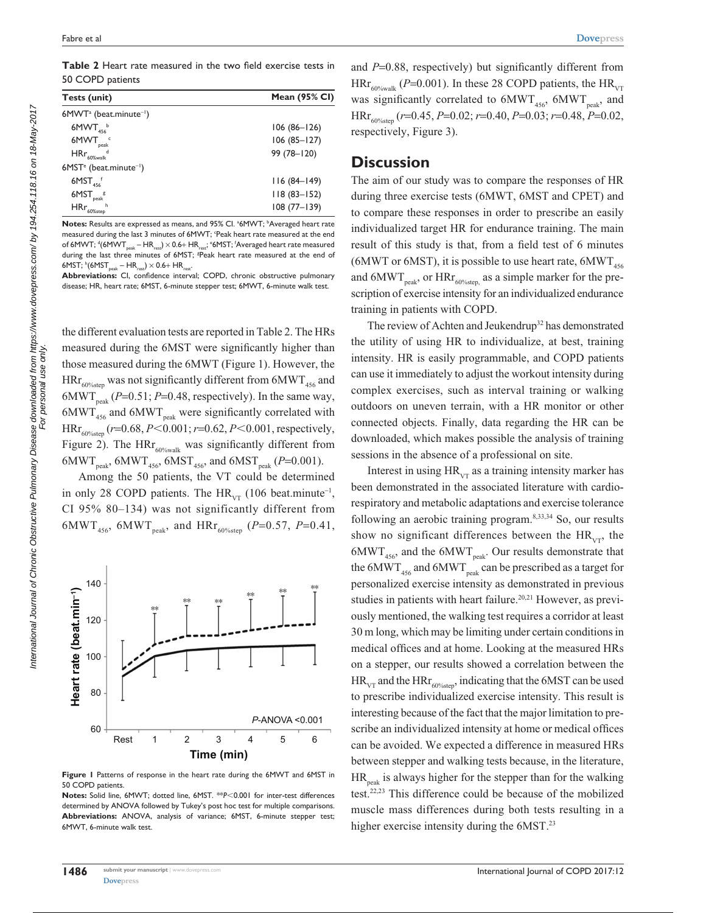**Table 2** Heart rate measured in the two field exercise tests in 50 COPD patients

| Tests (unit) | Mean (95% CI) |
|---|---|
| 6MWT[a] (beat.minute$^{-1}$) | |
| $6MWT_{456}$[b] | 106 (86–126) |
| $6MWT_{peak}$[c] | 106 (85–127) |
| $HRr_{60\%walk}$[d] | 99 (78–120) |
| 6MST[e] (beat.minute$^{-1}$) | |
| $6MST_{456}$[f] | 116 (84–149) |
| $6MST_{peak}$[g] | 118 (83–152) |
| $HRr_{60\%step}$[h] | 108 (77–139) |

**Notes:** Results are expressed as means, and 95% CI. [a]6MWT; [b]Averaged heart rate measured during the last 3 minutes of 6MWT; [c]Peak heart rate measured at the end of 6MWT; [d]$(6MWT_{peak} - HR_{rest}) \times 0.6 + HR_{rest}$; [e]6MST; [f]Averaged heart rate measured during the last three minutes of 6MST; [g]Peak heart rate measured at the end of 6MST; [h]$(6MST_{peak} - HR_{rest}) \times 0.6 + HR_{rest}$.
**Abbreviations:** CI, confidence interval; COPD, chronic obstructive pulmonary disease; HR, heart rate; 6MST, 6-minute stepper test; 6MWT, 6-minute walk test.

the different evaluation tests are reported in Table 2. The HRs measured during the 6MST were significantly higher than those measured during the 6MWT (Figure 1). However, the $HRr_{60\%step}$ was not significantly different from $6MWT_{456}$ and $6MWT_{peak}$ ($P$=0.51; $P$=0.48, respectively). In the same way, $6MWT_{456}$ and $6MWT_{peak}$ were significantly correlated with $HRr_{60\%step}$ ($r$=0.68, $P<0.001$; $r$=0.62, $P<0.001$, respectively, Figure 2). The $HRr_{60\%walk}$ was significantly different from $6MWT_{peak}$, $6MWT_{456}$, $6MST_{456}$, and $6MST_{peak}$ ($P$=0.001).

Among the 50 patients, the VT could be determined in only 28 COPD patients. The $HR_{VT}$ (106 beat.minute$^{-1}$, CI 95% 80–134) was not significantly different from $6MWT_{456}$, $6MWT_{peak}$, and $HRr_{60\%step}$ ($P$=0.57, $P$=0.41, and $P$=0.88, respectively) but significantly different from $HRr_{60\%walk}$ ($P$=0.001). In these 28 COPD patients, the $HR_{VT}$ was significantly correlated to $6MWT_{456}$, $6MWT_{peak}$, and $HRr_{60\%step}$ ($r$=0.45, $P$=0.02; $r$=0.40, $P$=0.03; $r$=0.48, $P$=0.02, respectively, Figure 3).

**Figure 1** Patterns of response in the heart rate during the 6MWT and 6MST in 50 COPD patients.
**Notes:** Solid line, 6MWT; dotted line, 6MST. **$P<0.001$ for inter-test differences determined by ANOVA followed by Tukey's post hoc test for multiple comparisons.
**Abbreviations:** ANOVA, analysis of variance; 6MST, 6-minute stepper test; 6MWT, 6-minute walk test.

## Discussion

The aim of our study was to compare the responses of HR during three exercise tests (6MWT, 6MST and CPET) and to compare these responses in order to prescribe an easily individualized target HR for endurance training. The main result of this study is that, from a field test of 6 minutes (6MWT or 6MST), it is possible to use heart rate, $6MWT_{456}$ and $6MWT_{peak}$, or $HRr_{60\%step}$, as a simple marker for the prescription of exercise intensity for an individualized endurance training in patients with COPD.

The review of Achten and Jeukendrup[32] has demonstrated the utility of using HR to individualize, at best, training intensity. HR is easily programmable, and COPD patients can use it immediately to adjust the workout intensity during complex exercises, such as interval training or walking outdoors on uneven terrain, with a HR monitor or other connected objects. Finally, data regarding the HR can be downloaded, which makes possible the analysis of training sessions in the absence of a professional on site.

Interest in using $HR_{VT}$ as a training intensity marker has been demonstrated in the associated literature with cardiorespiratory and metabolic adaptations and exercise tolerance following an aerobic training program.[8,33,34] So, our results show no significant differences between the $HR_{VT}$, the $6MWT_{456}$, and the $6MWT_{peak}$. Our results demonstrate that the $6MWT_{456}$ and $6MWT_{peak}$ can be prescribed as a target for personalized exercise intensity as demonstrated in previous studies in patients with heart failure.[20,21] However, as previously mentioned, the walking test requires a corridor at least 30 m long, which may be limiting under certain conditions in medical offices and at home. Looking at the measured HRs on a stepper, our results showed a correlation between the $HR_{VT}$ and the $HRr_{60\%step}$, indicating that the 6MST can be used to prescribe individualized exercise intensity. This result is interesting because of the fact that the major limitation to prescribe an individualized intensity at home or medical offices can be avoided. We expected a difference in measured HRs between stepper and walking tests because, in the literature, $HR_{peak}$ is always higher for the stepper than for the walking test.[22,23] This difference could be because of the mobilized muscle mass differences during both tests resulting in a higher exercise intensity during the 6MST.[23]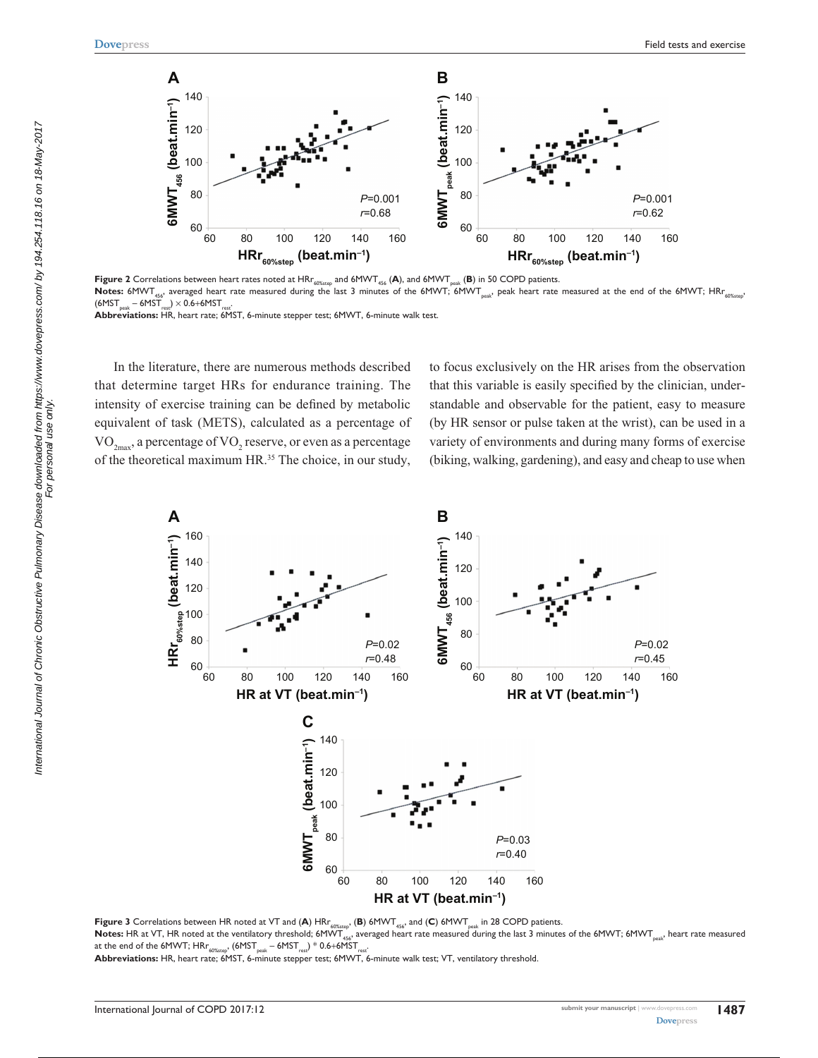**Figure 2** Correlations between heart rates noted at $HRr_{60\%step}$ and $6MWT_{456}$ (**A**), and $6MWT_{peak}$ (**B**) in 50 COPD patients.

**Notes:** $6MWT_{456}$, averaged heart rate measured during the last 3 minutes of the 6MWT; $6MWT_{peak}$, peak heart rate measured at the end of the 6MWT; $HRr_{60\%step}$, $(6MST_{peak} - 6MST_{rest}) \times 0.6 + 6MST_{rest}$.

**Abbreviations:** HR, heart rate; 6MST, 6-minute stepper test; 6MWT, 6-minute walk test.

In the literature, there are numerous methods described that determine target HRs for endurance training. The intensity of exercise training can be defined by metabolic equivalent of task (METS), calculated as a percentage of $VO_{2max}$, a percentage of $VO_2$ reserve, or even as a percentage of the theoretical maximum HR.[35] The choice, in our study, to focus exclusively on the HR arises from the observation that this variable is easily specified by the clinician, understandable and observable for the patient, easy to measure (by HR sensor or pulse taken at the wrist), can be used in a variety of environments and during many forms of exercise (biking, walking, gardening), and easy and cheap to use when

**Figure 3** Correlations between HR noted at VT and (**A**) $HRr_{60\%step}$, (**B**) $6MWT_{456}$, and (**C**) $6MWT_{peak}$ in 28 COPD patients.

**Notes:** HR at VT, HR noted at the ventilatory threshold; $6MWT_{456}$, averaged heart rate measured during the last 3 minutes of the 6MWT; $6MWT_{peak}$, heart rate measured at the end of the 6MWT; $HRr_{60\%step}$, $(6MST_{peak} - 6MST_{rest}) * 0.6 + 6MST_{rest}$.

**Abbreviations:** HR, heart rate; 6MST, 6-minute stepper test; 6MWT, 6-minute walk test; VT, ventilatory threshold.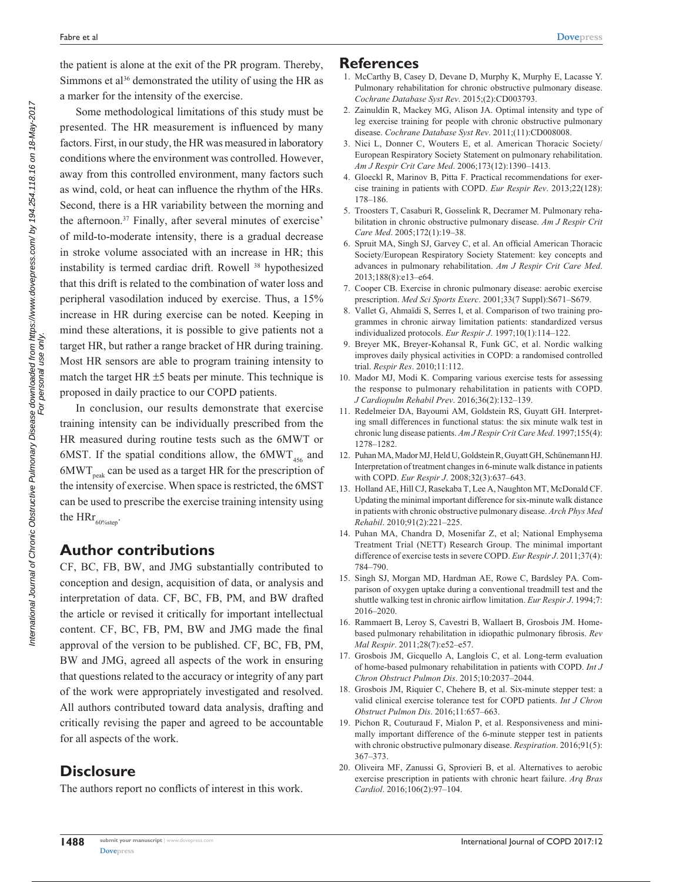the patient is alone at the exit of the PR program. Thereby, Simmons et al[36] demonstrated the utility of using the HR as a marker for the intensity of the exercise.

Some methodological limitations of this study must be presented. The HR measurement is influenced by many factors. First, in our study, the HR was measured in laboratory conditions where the environment was controlled. However, away from this controlled environment, many factors such as wind, cold, or heat can influence the rhythm of the HRs. Second, there is a HR variability between the morning and the afternoon.[37] Finally, after several minutes of exercise' of mild-to-moderate intensity, there is a gradual decrease in stroke volume associated with an increase in HR; this instability is termed cardiac drift. Rowell [38] hypothesized that this drift is related to the combination of water loss and peripheral vasodilation induced by exercise. Thus, a 15% increase in HR during exercise can be noted. Keeping in mind these alterations, it is possible to give patients not a target HR, but rather a range bracket of HR during training. Most HR sensors are able to program training intensity to match the target HR ±5 beats per minute. This technique is proposed in daily practice to our COPD patients.

In conclusion, our results demonstrate that exercise training intensity can be individually prescribed from the HR measured during routine tests such as the 6MWT or 6MST. If the spatial conditions allow, the $6MWT_{456}$ and $6MWT_{peak}$ can be used as a target HR for the prescription of the intensity of exercise. When space is restricted, the 6MST can be used to prescribe the exercise training intensity using the $HRr_{60\%step}$.

## Author contributions

CF, BC, FB, BW, and JMG substantially contributed to conception and design, acquisition of data, or analysis and interpretation of data. CF, BC, FB, PM, and BW drafted the article or revised it critically for important intellectual content. CF, BC, FB, PM, BW and JMG made the final approval of the version to be published. CF, BC, FB, PM, BW and JMG, agreed all aspects of the work in ensuring that questions related to the accuracy or integrity of any part of the work were appropriately investigated and resolved. All authors contributed toward data analysis, drafting and critically revising the paper and agreed to be accountable for all aspects of the work.

## Disclosure

The authors report no conflicts of interest in this work.

## References

1. McCarthy B, Casey D, Devane D, Murphy K, Murphy E, Lacasse Y. Pulmonary rehabilitation for chronic obstructive pulmonary disease. *Cochrane Database Syst Rev*. 2015;(2):CD003793.
2. Zainuldin R, Mackey MG, Alison JA. Optimal intensity and type of leg exercise training for people with chronic obstructive pulmonary disease. *Cochrane Database Syst Rev*. 2011;(11):CD008008.
3. Nici L, Donner C, Wouters E, et al. American Thoracic Society/European Respiratory Society Statement on pulmonary rehabilitation. *Am J Respir Crit Care Med*. 2006;173(12):1390–1413.
4. Gloeckl R, Marinov B, Pitta F. Practical recommendations for exercise training in patients with COPD. *Eur Respir Rev*. 2013;22(128): 178–186.
5. Troosters T, Casaburi R, Gosselink R, Decramer M. Pulmonary rehabilitation in chronic obstructive pulmonary disease. *Am J Respir Crit Care Med*. 2005;172(1):19–38.
6. Spruit MA, Singh SJ, Garvey C, et al. An official American Thoracic Society/European Respiratory Society Statement: key concepts and advances in pulmonary rehabilitation. *Am J Respir Crit Care Med*. 2013;188(8):e13–e64.
7. Cooper CB. Exercise in chronic pulmonary disease: aerobic exercise prescription. *Med Sci Sports Exerc*. 2001;33(7 Suppl):S671–S679.
8. Vallet G, Ahmaïdi S, Serres I, et al. Comparison of two training programmes in chronic airway limitation patients: standardized versus individualized protocols. *Eur Respir J*. 1997;10(1):114–122.
9. Breyer MK, Breyer-Kohansal R, Funk GC, et al. Nordic walking improves daily physical activities in COPD: a randomised controlled trial. *Respir Res*. 2010;11:112.
10. Mador MJ, Modi K. Comparing various exercise tests for assessing the response to pulmonary rehabilitation in patients with COPD. *J Cardiopulm Rehabil Prev*. 2016;36(2):132–139.
11. Redelmeier DA, Bayoumi AM, Goldstein RS, Guyatt GH. Interpreting small differences in functional status: the six minute walk test in chronic lung disease patients. *Am J Respir Crit Care Med*. 1997;155(4): 1278–1282.
12. Puhan MA, Mador MJ, Held U, Goldstein R, Guyatt GH, Schünemann HJ. Interpretation of treatment changes in 6-minute walk distance in patients with COPD. *Eur Respir J*. 2008;32(3):637–643.
13. Holland AE, Hill CJ, Rasekaba T, Lee A, Naughton MT, McDonald CF. Updating the minimal important difference for six-minute walk distance in patients with chronic obstructive pulmonary disease. *Arch Phys Med Rehabil*. 2010;91(2):221–225.
14. Puhan MA, Chandra D, Mosenifar Z, et al; National Emphysema Treatment Trial (NETT) Research Group. The minimal important difference of exercise tests in severe COPD. *Eur Respir J*. 2011;37(4): 784–790.
15. Singh SJ, Morgan MD, Hardman AE, Rowe C, Bardsley PA. Comparison of oxygen uptake during a conventional treadmill test and the shuttle walking test in chronic airflow limitation. *Eur Respir J*. 1994;7: 2016–2020.
16. Rammaert B, Leroy S, Cavestri B, Wallaert B, Grosbois JM. Home-based pulmonary rehabilitation in idiopathic pulmonary fibrosis. *Rev Mal Respir*. 2011;28(7):e52–e57.
17. Grosbois JM, Gicquello A, Langlois C, et al. Long-term evaluation of home-based pulmonary rehabilitation in patients with COPD. *Int J Chron Obstruct Pulmon Dis*. 2015;10:2037–2044.
18. Grosbois JM, Riquier C, Chehere B, et al. Six-minute stepper test: a valid clinical exercise tolerance test for COPD patients. *Int J Chron Obstruct Pulmon Dis*. 2016;11:657–663.
19. Pichon R, Couturaud F, Mialon P, et al. Responsiveness and minimally important difference of the 6-minute stepper test in patients with chronic obstructive pulmonary disease. *Respiration*. 2016;91(5): 367–373.
20. Oliveira MF, Zanussi G, Sprovieri B, et al. Alternatives to aerobic exercise prescription in patients with chronic heart failure. *Arq Bras Cardiol*. 2016;106(2):97–104.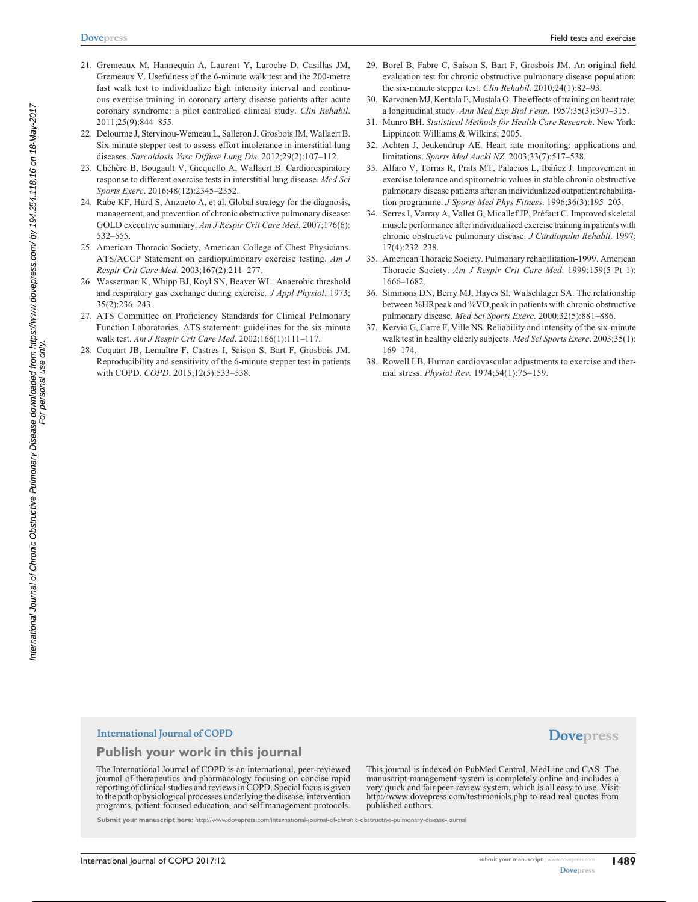21. Gremeaux M, Hannequin A, Laurent Y, Laroche D, Casillas JM, Gremeaux V. Usefulness of the 6-minute walk test and the 200-metre fast walk test to individualize high intensity interval and continuous exercise training in coronary artery disease patients after acute coronary syndrome: a pilot controlled clinical study. *Clin Rehabil*. 2011;25(9):844–855.
22. Delourme J, Stervinou-Wemeau L, Salleron J, Grosbois JM, Wallaert B. Six-minute stepper test to assess effort intolerance in interstitial lung diseases. *Sarcoidosis Vasc Diffuse Lung Dis*. 2012;29(2):107–112.
23. Chéhère B, Bougault V, Gicquello A, Wallaert B. Cardiorespiratory response to different exercise tests in interstitial lung disease. *Med Sci Sports Exerc*. 2016;48(12):2345–2352.
24. Rabe KF, Hurd S, Anzueto A, et al. Global strategy for the diagnosis, management, and prevention of chronic obstructive pulmonary disease: GOLD executive summary. *Am J Respir Crit Care Med*. 2007;176(6):532–555.
25. American Thoracic Society, American College of Chest Physicians. ATS/ACCP Statement on cardiopulmonary exercise testing. *Am J Respir Crit Care Med*. 2003;167(2):211–277.
26. Wasserman K, Whipp BJ, Koyl SN, Beaver WL. Anaerobic threshold and respiratory gas exchange during exercise. *J Appl Physiol*. 1973;35(2):236–243.
27. ATS Committee on Proficiency Standards for Clinical Pulmonary Function Laboratories. ATS statement: guidelines for the six-minute walk test. *Am J Respir Crit Care Med*. 2002;166(1):111–117.
28. Coquart JB, Lemaître F, Castres I, Saison S, Bart F, Grosbois JM. Reproducibility and sensitivity of the 6-minute stepper test in patients with COPD. *COPD*. 2015;12(5):533–538.
29. Borel B, Fabre C, Saison S, Bart F, Grosbois JM. An original field evaluation test for chronic obstructive pulmonary disease population: the six-minute stepper test. *Clin Rehabil*. 2010;24(1):82–93.
30. Karvonen MJ, Kentala E, Mustala O. The effects of training on heart rate; a longitudinal study. *Ann Med Exp Biol Fenn*. 1957;35(3):307–315.
31. Munro BH. *Statistical Methods for Health Care Research*. New York: Lippincott Williams & Wilkins; 2005.
32. Achten J, Jeukendrup AE. Heart rate monitoring: applications and limitations. *Sports Med Auckl NZ*. 2003;33(7):517–538.
33. Alfaro V, Torras R, Prats MT, Palacios L, Ibáñez J. Improvement in exercise tolerance and spirometric values in stable chronic obstructive pulmonary disease patients after an individualized outpatient rehabilitation programme. *J Sports Med Phys Fitness*. 1996;36(3):195–203.
34. Serres I, Varray A, Vallet G, Micallef JP, Préfaut C. Improved skeletal muscle performance after individualized exercise training in patients with chronic obstructive pulmonary disease. *J Cardiopulm Rehabil*. 1997;17(4):232–238.
35. American Thoracic Society. Pulmonary rehabilitation-1999. American Thoracic Society. *Am J Respir Crit Care Med*. 1999;159(5 Pt 1):1666–1682.
36. Simmons DN, Berry MJ, Hayes SI, Walschlager SA. The relationship between %HRpeak and %$VO_2$peak in patients with chronic obstructive pulmonary disease. *Med Sci Sports Exerc*. 2000;32(5):881–886.
37. Kervio G, Carre F, Ville NS. Reliability and intensity of the six-minute walk test in healthy elderly subjects. *Med Sci Sports Exerc*. 2003;35(1):169–174.
38. Rowell LB. Human cardiovascular adjustments to exercise and thermal stress. *Physiol Rev*. 1974;54(1):75–159.

**International Journal of COPD**

## Publish your work in this journal

The International Journal of COPD is an international, peer-reviewed journal of therapeutics and pharmacology focusing on concise rapid reporting of clinical studies and reviews in COPD. Special focus is given to the pathophysiological processes underlying the disease, intervention programs, patient focused education, and self management protocols. This journal is indexed on PubMed Central, MedLine and CAS. The manuscript management system is completely online and includes a very quick and fair peer-review system, which is all easy to use. Visit http://www.dovepress.com/testimonials.php to read real quotes from published authors.

**Submit your manuscript here:** http://www.dovepress.com/international-journal-of-chronic-obstructive-pulmonary-disease-journal